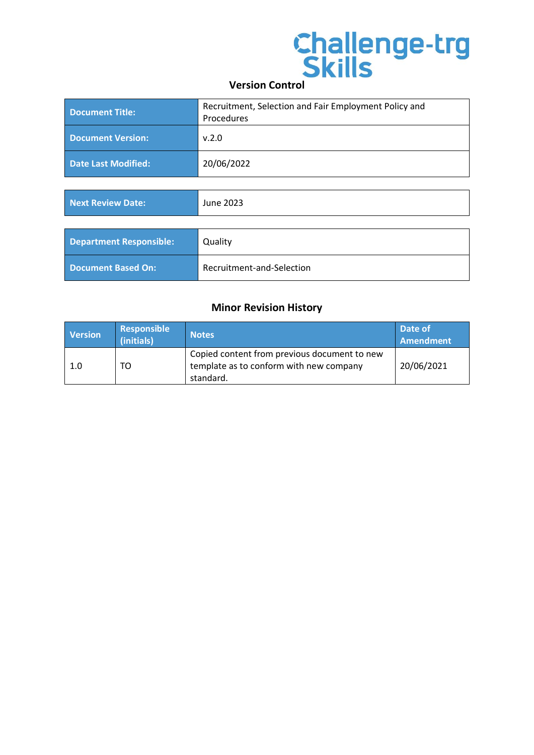Challenge-trg Skills

## Version Control

| Document Title: | Recruitment, Selection and Fair Employment Policy and Procedures |
|---|---|
| Document Version: | v.2.0 |
| Date Last Modified: | 20/06/2022 |

| Next Review Date: | June 2023 |
|---|---|

| Department Responsible: | Quality |
|---|---|
| Document Based On: | Recruitment-and-Selection |

## Minor Revision History

| Version | Responsible (initials) | Notes | Date of Amendment |
|---|---|---|---|
| 1.0 | TO | Copied content from previous document to new template as to conform with new company standard. | 20/06/2021 |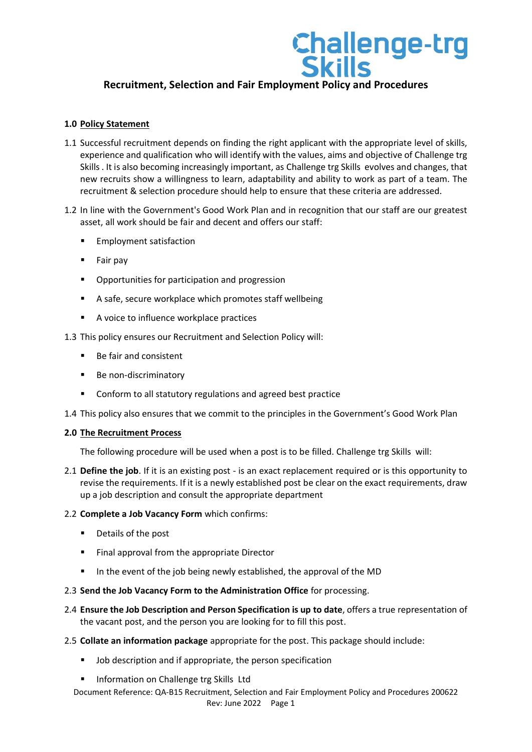# Recruitment, Selection and Fair Employment Policy and Procedures

**1.0 Policy Statement**

1.1 Successful recruitment depends on finding the right applicant with the appropriate level of skills, experience and qualification who will identify with the values, aims and objective of Challenge trg Skills . It is also becoming increasingly important, as Challenge trg Skills evolves and changes, that new recruits show a willingness to learn, adaptability and ability to work as part of a team. The recruitment & selection procedure should help to ensure that these criteria are addressed.

1.2 In line with the Government's Good Work Plan and in recognition that our staff are our greatest asset, all work should be fair and decent and offers our staff:

- Employment satisfaction
- Fair pay
- Opportunities for participation and progression
- A safe, secure workplace which promotes staff wellbeing
- A voice to influence workplace practices

1.3 This policy ensures our Recruitment and Selection Policy will:

- Be fair and consistent
- Be non-discriminatory
- Conform to all statutory regulations and agreed best practice

1.4 This policy also ensures that we commit to the principles in the Government's Good Work Plan

**2.0 The Recruitment Process**

The following procedure will be used when a post is to be filled. Challenge trg Skills will:

2.1 **Define the job**. If it is an existing post - is an exact replacement required or is this opportunity to revise the requirements. If it is a newly established post be clear on the exact requirements, draw up a job description and consult the appropriate department

2.2 **Complete a Job Vacancy Form** which confirms:

- Details of the post
- Final approval from the appropriate Director
- In the event of the job being newly established, the approval of the MD

2.3 **Send the Job Vacancy Form to the Administration Office** for processing.

2.4 **Ensure the Job Description and Person Specification is up to date**, offers a true representation of the vacant post, and the person you are looking for to fill this post.

2.5 **Collate an information package** appropriate for the post. This package should include:

- Job description and if appropriate, the person specification
- Information on Challenge trg Skills Ltd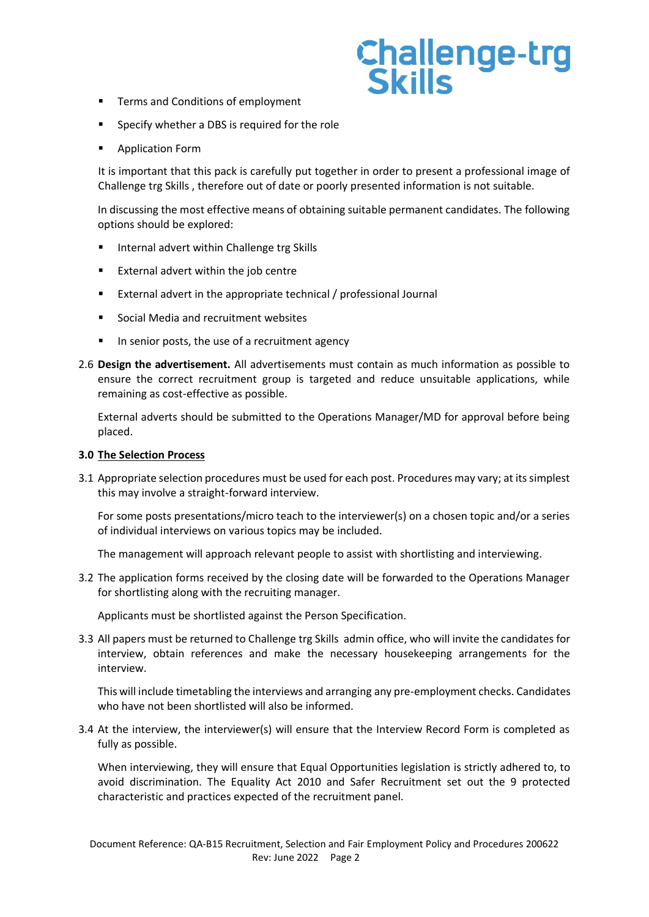- Terms and Conditions of employment
- Specify whether a DBS is required for the role
- Application Form

It is important that this pack is carefully put together in order to present a professional image of Challenge trg Skills , therefore out of date or poorly presented information is not suitable.

In discussing the most effective means of obtaining suitable permanent candidates. The following options should be explored:

- Internal advert within Challenge trg Skills
- External advert within the job centre
- External advert in the appropriate technical / professional Journal
- Social Media and recruitment websites
- In senior posts, the use of a recruitment agency

2.6 **Design the advertisement.** All advertisements must contain as much information as possible to ensure the correct recruitment group is targeted and reduce unsuitable applications, while remaining as cost-effective as possible.

External adverts should be submitted to the Operations Manager/MD for approval before being placed.

## 3.0 The Selection Process

3.1 Appropriate selection procedures must be used for each post. Procedures may vary; at its simplest this may involve a straight-forward interview.

For some posts presentations/micro teach to the interviewer(s) on a chosen topic and/or a series of individual interviews on various topics may be included.

The management will approach relevant people to assist with shortlisting and interviewing.

3.2 The application forms received by the closing date will be forwarded to the Operations Manager for shortlisting along with the recruiting manager.

Applicants must be shortlisted against the Person Specification.

3.3 All papers must be returned to Challenge trg Skills admin office, who will invite the candidates for interview, obtain references and make the necessary housekeeping arrangements for the interview.

This will include timetabling the interviews and arranging any pre-employment checks. Candidates who have not been shortlisted will also be informed.

3.4 At the interview, the interviewer(s) will ensure that the Interview Record Form is completed as fully as possible.

When interviewing, they will ensure that Equal Opportunities legislation is strictly adhered to, to avoid discrimination. The Equality Act 2010 and Safer Recruitment set out the 9 protected characteristic and practices expected of the recruitment panel.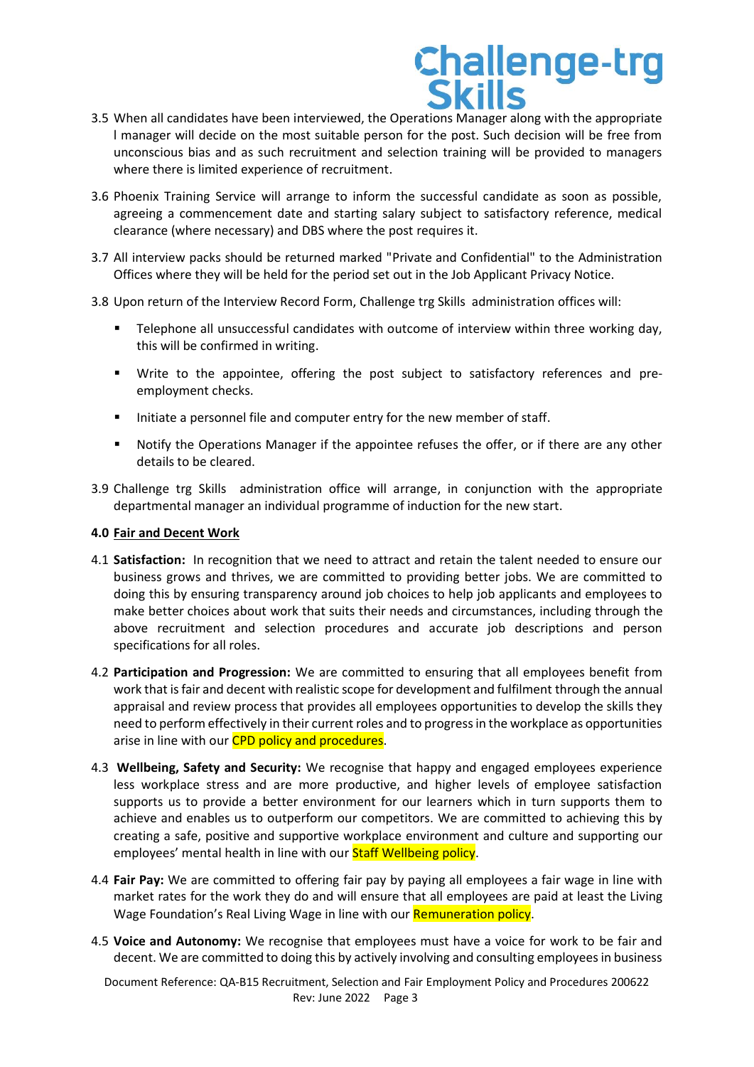3.5 When all candidates have been interviewed, the Operations Manager along with the appropriate l manager will decide on the most suitable person for the post. Such decision will be free from unconscious bias and as such recruitment and selection training will be provided to managers where there is limited experience of recruitment.

3.6 Phoenix Training Service will arrange to inform the successful candidate as soon as possible, agreeing a commencement date and starting salary subject to satisfactory reference, medical clearance (where necessary) and DBS where the post requires it.

3.7 All interview packs should be returned marked "Private and Confidential" to the Administration Offices where they will be held for the period set out in the Job Applicant Privacy Notice.

3.8 Upon return of the Interview Record Form, Challenge trg Skills administration offices will:

- Telephone all unsuccessful candidates with outcome of interview within three working day, this will be confirmed in writing.
- Write to the appointee, offering the post subject to satisfactory references and pre-employment checks.
- Initiate a personnel file and computer entry for the new member of staff.
- Notify the Operations Manager if the appointee refuses the offer, or if there are any other details to be cleared.

3.9 Challenge trg Skills administration office will arrange, in conjunction with the appropriate departmental manager an individual programme of induction for the new start.

## 4.0 Fair and Decent Work

4.1 **Satisfaction:** In recognition that we need to attract and retain the talent needed to ensure our business grows and thrives, we are committed to providing better jobs. We are committed to doing this by ensuring transparency around job choices to help job applicants and employees to make better choices about work that suits their needs and circumstances, including through the above recruitment and selection procedures and accurate job descriptions and person specifications for all roles.

4.2 **Participation and Progression:** We are committed to ensuring that all employees benefit from work that is fair and decent with realistic scope for development and fulfilment through the annual appraisal and review process that provides all employees opportunities to develop the skills they need to perform effectively in their current roles and to progress in the workplace as opportunities arise in line with our CPD policy and procedures.

4.3 **Wellbeing, Safety and Security:** We recognise that happy and engaged employees experience less workplace stress and are more productive, and higher levels of employee satisfaction supports us to provide a better environment for our learners which in turn supports them to achieve and enables us to outperform our competitors. We are committed to achieving this by creating a safe, positive and supportive workplace environment and culture and supporting our employees' mental health in line with our Staff Wellbeing policy.

4.4 **Fair Pay:** We are committed to offering fair pay by paying all employees a fair wage in line with market rates for the work they do and will ensure that all employees are paid at least the Living Wage Foundation's Real Living Wage in line with our Remuneration policy.

4.5 **Voice and Autonomy:** We recognise that employees must have a voice for work to be fair and decent. We are committed to doing this by actively involving and consulting employees in business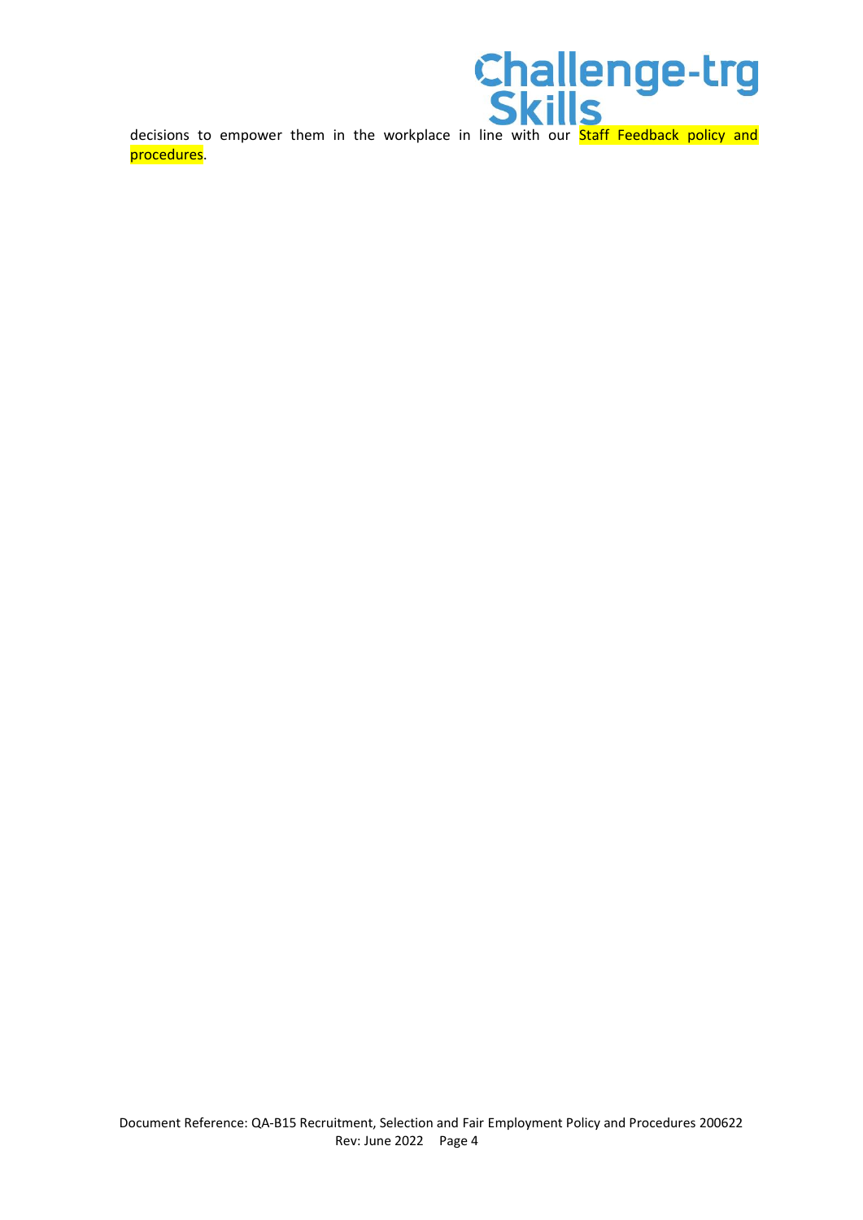decisions to empower them in the workplace in line with our Staff Feedback policy and procedures.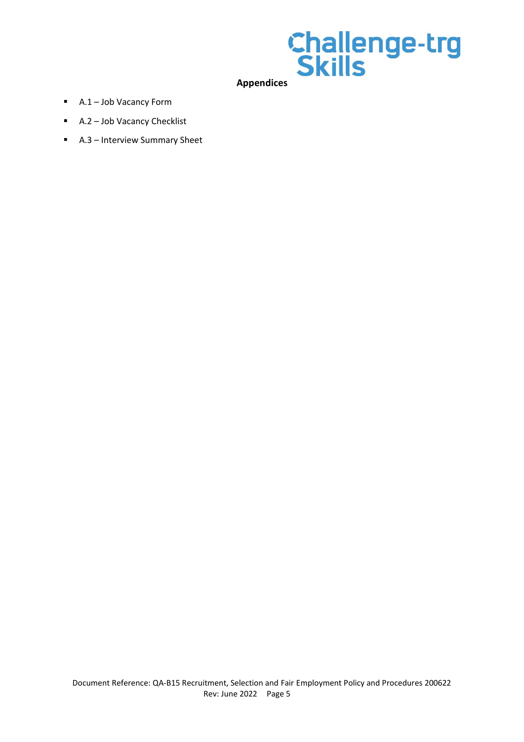## Appendices

- A.1 – Job Vacancy Form
- A.2 – Job Vacancy Checklist
- A.3 – Interview Summary Sheet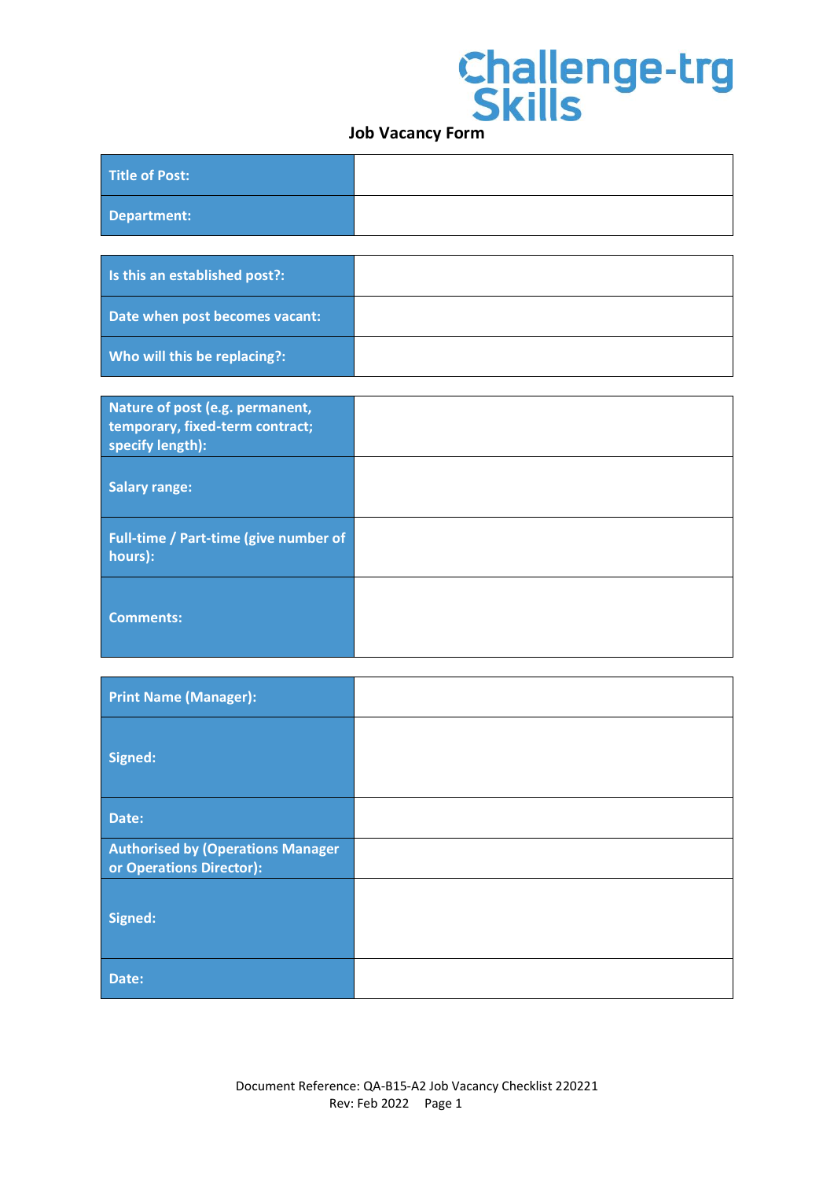Challenge-trg Skills

# Job Vacancy Form

| | |
|---|---|
| **Title of Post:** | |
| **Department:** | |

| | |
|---|---|
| **Is this an established post?:** | |
| **Date when post becomes vacant:** | |
| **Who will this be replacing?:** | |

| | |
|---|---|
| **Nature of post (e.g. permanent, temporary, fixed-term contract; specify length):** | |
| **Salary range:** | |
| **Full-time / Part-time (give number of hours):** | |
| **Comments:** | |

| | |
|---|---|
| **Print Name (Manager):** | |
| **Signed:** | |
| **Date:** | |
| **Authorised by (Operations Manager or Operations Director):** | |
| **Signed:** | |
| **Date:** | |

Document Reference: QA-B15-A2 Job Vacancy Checklist 220221
Rev: Feb 2022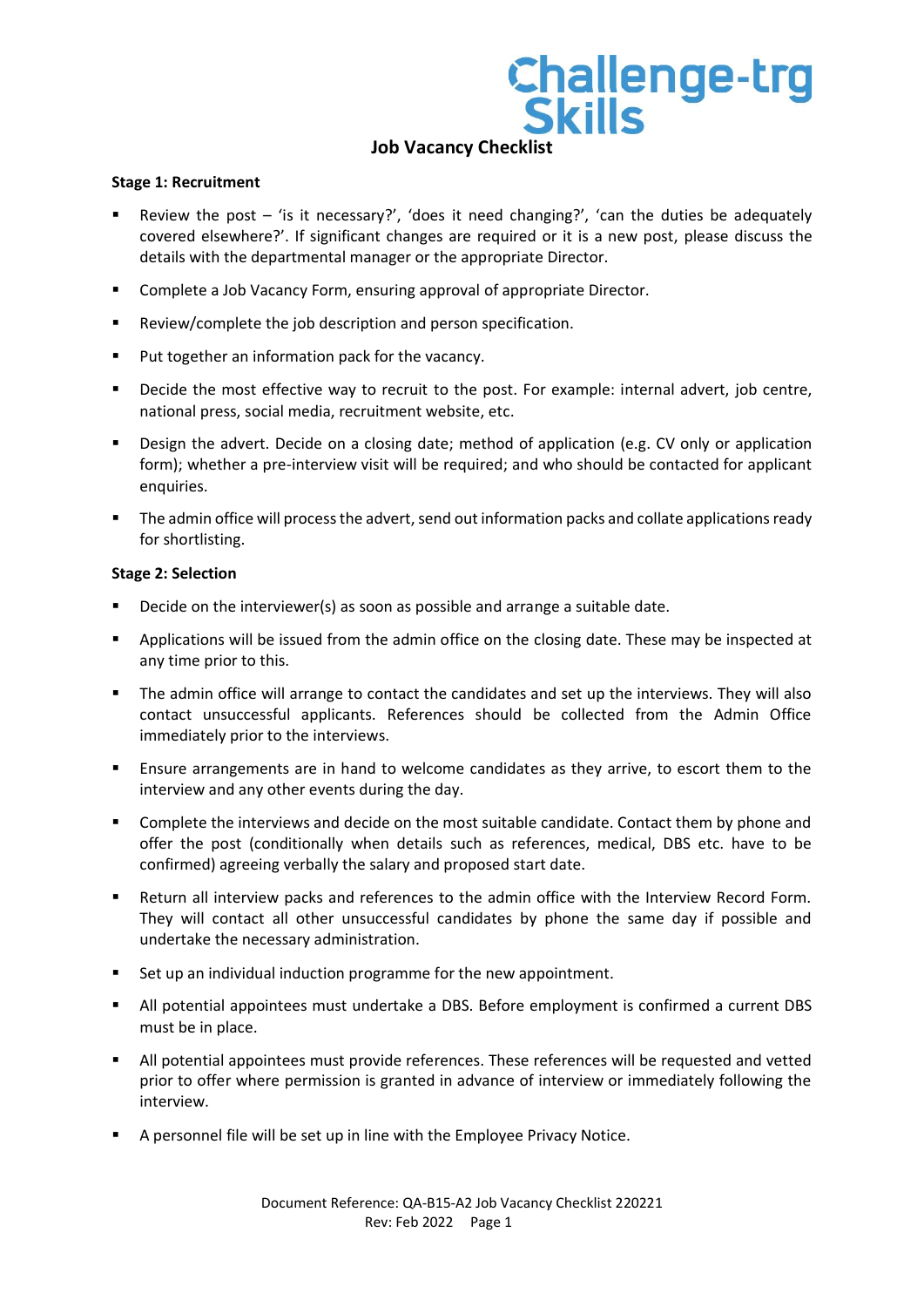# Job Vacancy Checklist

**Stage 1: Recruitment**

- Review the post – 'is it necessary?', 'does it need changing?', 'can the duties be adequately covered elsewhere?'. If significant changes are required or it is a new post, please discuss the details with the departmental manager or the appropriate Director.
- Complete a Job Vacancy Form, ensuring approval of appropriate Director.
- Review/complete the job description and person specification.
- Put together an information pack for the vacancy.
- Decide the most effective way to recruit to the post. For example: internal advert, job centre, national press, social media, recruitment website, etc.
- Design the advert. Decide on a closing date; method of application (e.g. CV only or application form); whether a pre-interview visit will be required; and who should be contacted for applicant enquiries.
- The admin office will process the advert, send out information packs and collate applications ready for shortlisting.

**Stage 2: Selection**

- Decide on the interviewer(s) as soon as possible and arrange a suitable date.
- Applications will be issued from the admin office on the closing date. These may be inspected at any time prior to this.
- The admin office will arrange to contact the candidates and set up the interviews. They will also contact unsuccessful applicants. References should be collected from the Admin Office immediately prior to the interviews.
- Ensure arrangements are in hand to welcome candidates as they arrive, to escort them to the interview and any other events during the day.
- Complete the interviews and decide on the most suitable candidate. Contact them by phone and offer the post (conditionally when details such as references, medical, DBS etc. have to be confirmed) agreeing verbally the salary and proposed start date.
- Return all interview packs and references to the admin office with the Interview Record Form. They will contact all other unsuccessful candidates by phone the same day if possible and undertake the necessary administration.
- Set up an individual induction programme for the new appointment.
- All potential appointees must undertake a DBS. Before employment is confirmed a current DBS must be in place.
- All potential appointees must provide references. These references will be requested and vetted prior to offer where permission is granted in advance of interview or immediately following the interview.
- A personnel file will be set up in line with the Employee Privacy Notice.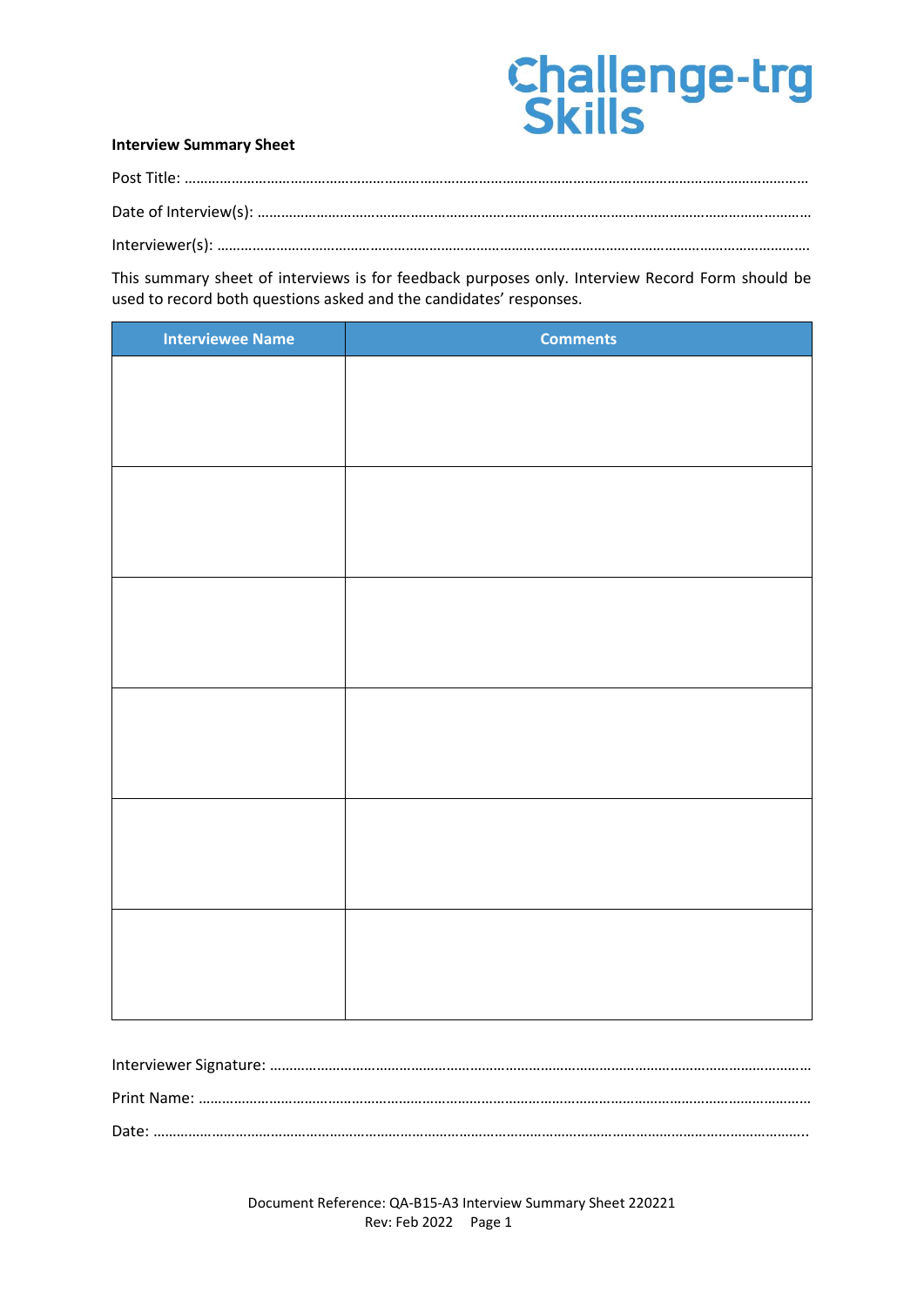**Interview Summary Sheet**

Post Title: …………………………………………………………………………………………………………………………………………

Date of Interview(s): ………………………………………………………………………………………………………………………………

Interviewer(s): ……………………………………………………………………………………………………………………………………

This summary sheet of interviews is for feedback purposes only. Interview Record Form should be used to record both questions asked and the candidates' responses.

| Interviewee Name | Comments |
|---|---|
| | |
| | |
| | |
| | |
| | |
| | |

Interviewer Signature: ……………………………………………………………………………………………………………………………

Print Name: ………………………………………………………………………………………………………………………………………

Date: ……………………………………………………………………………………………………………………………………………..

Document Reference: QA-B15-A3 Interview Summary Sheet 220221
Rev: Feb 2022